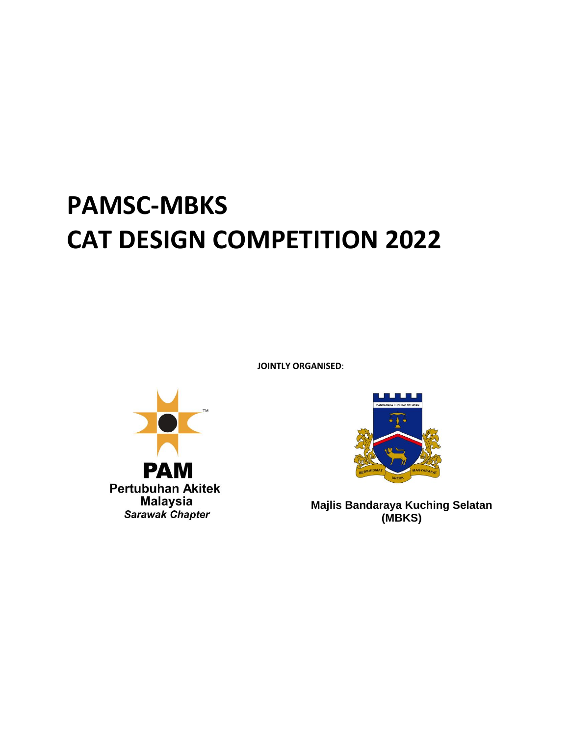# PAMSC-MBKS
# CAT DESIGN COMPETITION 2022

**JOINTLY ORGANISED**:

PAM
Pertubuhan Akitek Malaysia
*Sarawak Chapter*

**Majlis Bandaraya Kuching Selatan (MBKS)**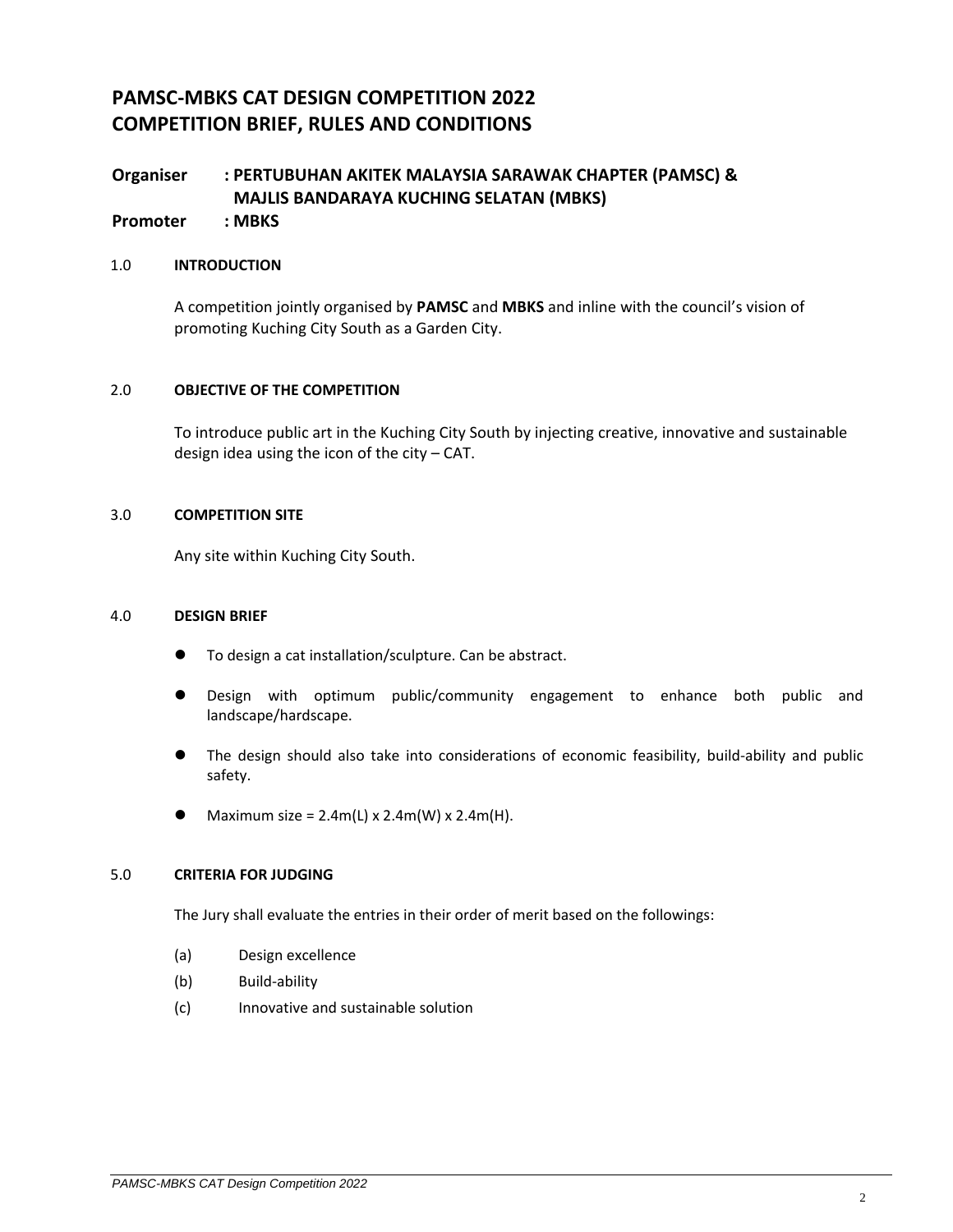# PAMSC-MBKS CAT DESIGN COMPETITION 2022
# COMPETITION BRIEF, RULES AND CONDITIONS

**Organiser : PERTUBUHAN AKITEK MALAYSIA SARAWAK CHAPTER (PAMSC) & MAJLIS BANDARAYA KUCHING SELATAN (MBKS)**

**Promoter : MBKS**

## 1.0 INTRODUCTION

A competition jointly organised by **PAMSC** and **MBKS** and inline with the council's vision of promoting Kuching City South as a Garden City.

## 2.0 OBJECTIVE OF THE COMPETITION

To introduce public art in the Kuching City South by injecting creative, innovative and sustainable design idea using the icon of the city – CAT.

## 3.0 COMPETITION SITE

Any site within Kuching City South.

## 4.0 DESIGN BRIEF

- To design a cat installation/sculpture. Can be abstract.
- Design with optimum public/community engagement to enhance both public and landscape/hardscape.
- The design should also take into considerations of economic feasibility, build-ability and public safety.
- Maximum size = 2.4m(L) x 2.4m(W) x 2.4m(H).

## 5.0 CRITERIA FOR JUDGING

The Jury shall evaluate the entries in their order of merit based on the followings:

(a) Design excellence

(b) Build-ability

(c) Innovative and sustainable solution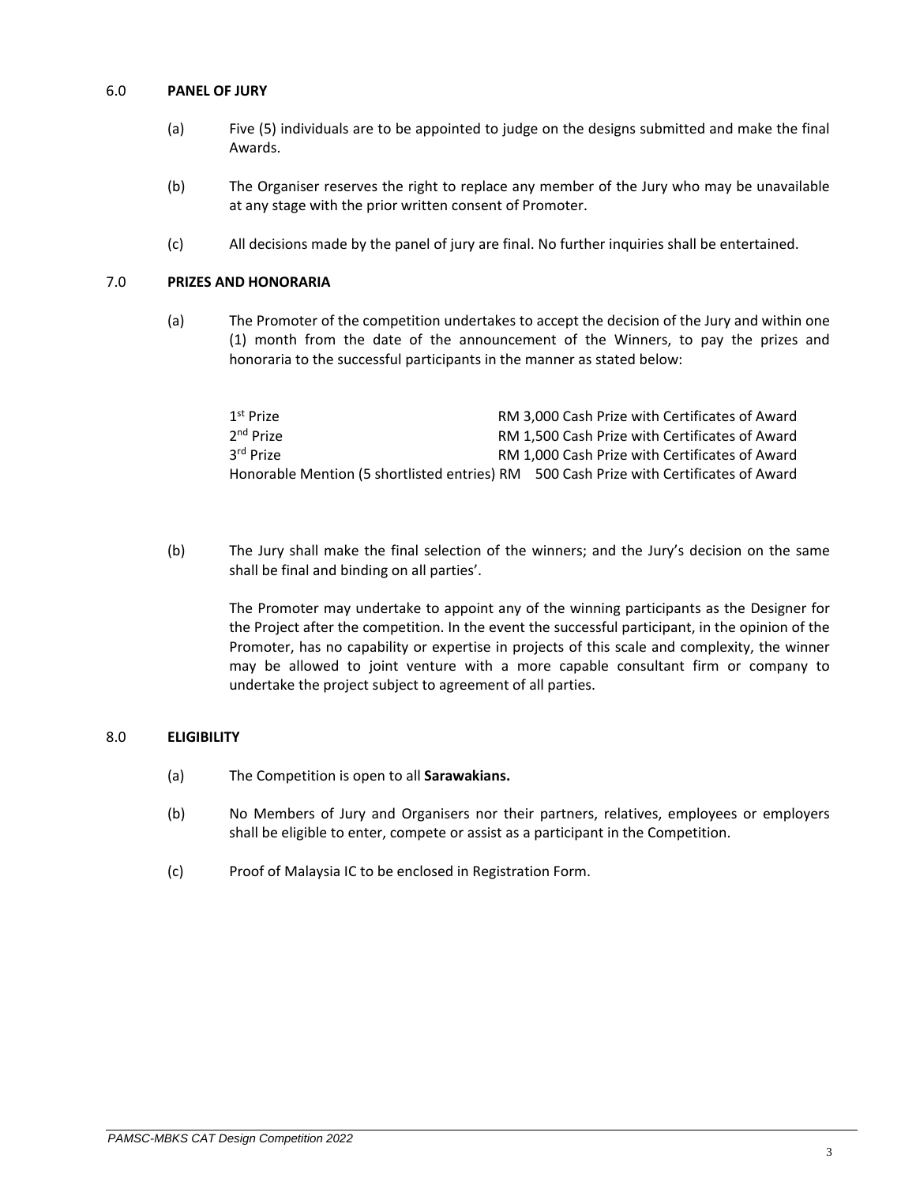## 6.0 PANEL OF JURY

(a) Five (5) individuals are to be appointed to judge on the designs submitted and make the final Awards.

(b) The Organiser reserves the right to replace any member of the Jury who may be unavailable at any stage with the prior written consent of Promoter.

(c) All decisions made by the panel of jury are final. No further inquiries shall be entertained.

## 7.0 PRIZES AND HONORARIA

(a) The Promoter of the competition undertakes to accept the decision of the Jury and within one (1) month from the date of the announcement of the Winners, to pay the prizes and honoraria to the successful participants in the manner as stated below:

| | |
|---|---|
| 1st Prize | RM 3,000 Cash Prize with Certificates of Award |
| 2nd Prize | RM 1,500 Cash Prize with Certificates of Award |
| 3rd Prize | RM 1,000 Cash Prize with Certificates of Award |
| Honorable Mention (5 shortlisted entries) | RM 500 Cash Prize with Certificates of Award |

(b) The Jury shall make the final selection of the winners; and the Jury's decision on the same shall be final and binding on all parties'.

The Promoter may undertake to appoint any of the winning participants as the Designer for the Project after the competition. In the event the successful participant, in the opinion of the Promoter, has no capability or expertise in projects of this scale and complexity, the winner may be allowed to joint venture with a more capable consultant firm or company to undertake the project subject to agreement of all parties.

## 8.0 ELIGIBILITY

(a) The Competition is open to all **Sarawakians.**

(b) No Members of Jury and Organisers nor their partners, relatives, employees or employers shall be eligible to enter, compete or assist as a participant in the Competition.

(c) Proof of Malaysia IC to be enclosed in Registration Form.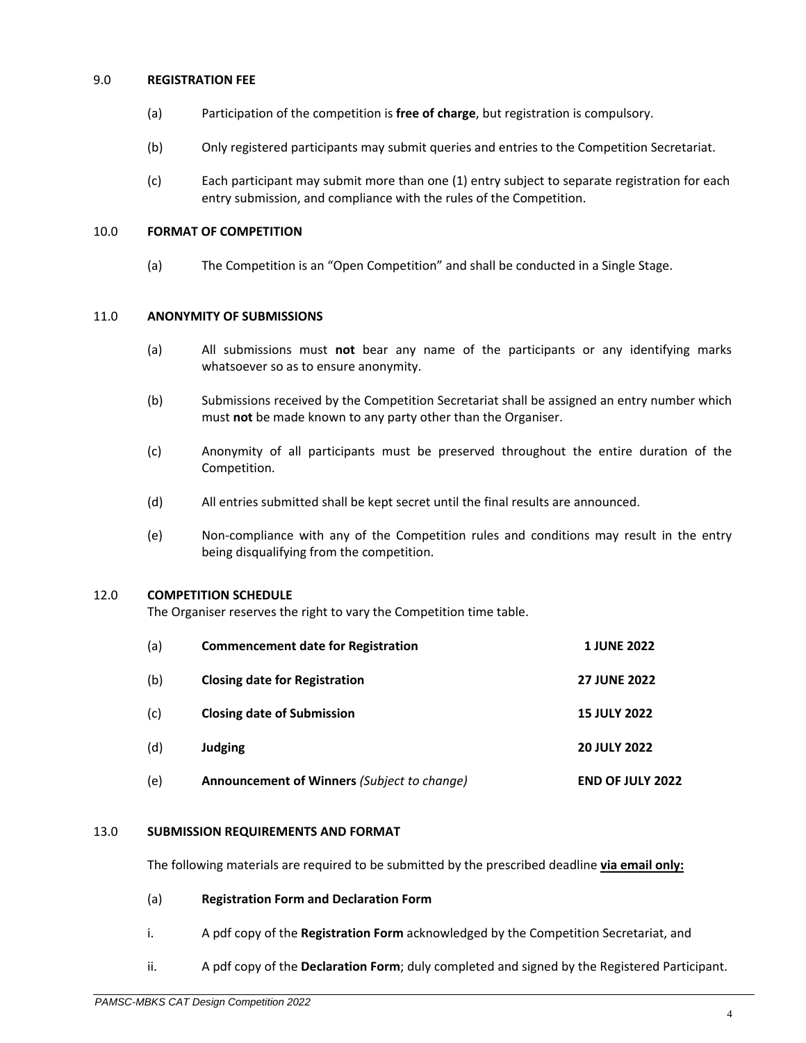## 9.0 REGISTRATION FEE

(a) Participation of the competition is **free of charge**, but registration is compulsory.

(b) Only registered participants may submit queries and entries to the Competition Secretariat.

(c) Each participant may submit more than one (1) entry subject to separate registration for each entry submission, and compliance with the rules of the Competition.

## 10.0 FORMAT OF COMPETITION

(a) The Competition is an "Open Competition" and shall be conducted in a Single Stage.

## 11.0 ANONYMITY OF SUBMISSIONS

(a) All submissions must **not** bear any name of the participants or any identifying marks whatsoever so as to ensure anonymity.

(b) Submissions received by the Competition Secretariat shall be assigned an entry number which must **not** be made known to any party other than the Organiser.

(c) Anonymity of all participants must be preserved throughout the entire duration of the Competition.

(d) All entries submitted shall be kept secret until the final results are announced.

(e) Non-compliance with any of the Competition rules and conditions may result in the entry being disqualifying from the competition.

## 12.0 COMPETITION SCHEDULE

The Organiser reserves the right to vary the Competition time table.

| | | |
|---|---|---|
| (a) | **Commencement date for Registration** | **1 JUNE 2022** |
| (b) | **Closing date for Registration** | **27 JUNE 2022** |
| (c) | **Closing date of Submission** | **15 JULY 2022** |
| (d) | **Judging** | **20 JULY 2022** |
| (e) | **Announcement of Winners** *(Subject to change)* | **END OF JULY 2022** |

## 13.0 SUBMISSION REQUIREMENTS AND FORMAT

The following materials are required to be submitted by the prescribed deadline **via email only:**

(a) **Registration Form and Declaration Form**

i. A pdf copy of the **Registration Form** acknowledged by the Competition Secretariat, and

ii. A pdf copy of the **Declaration Form**; duly completed and signed by the Registered Participant.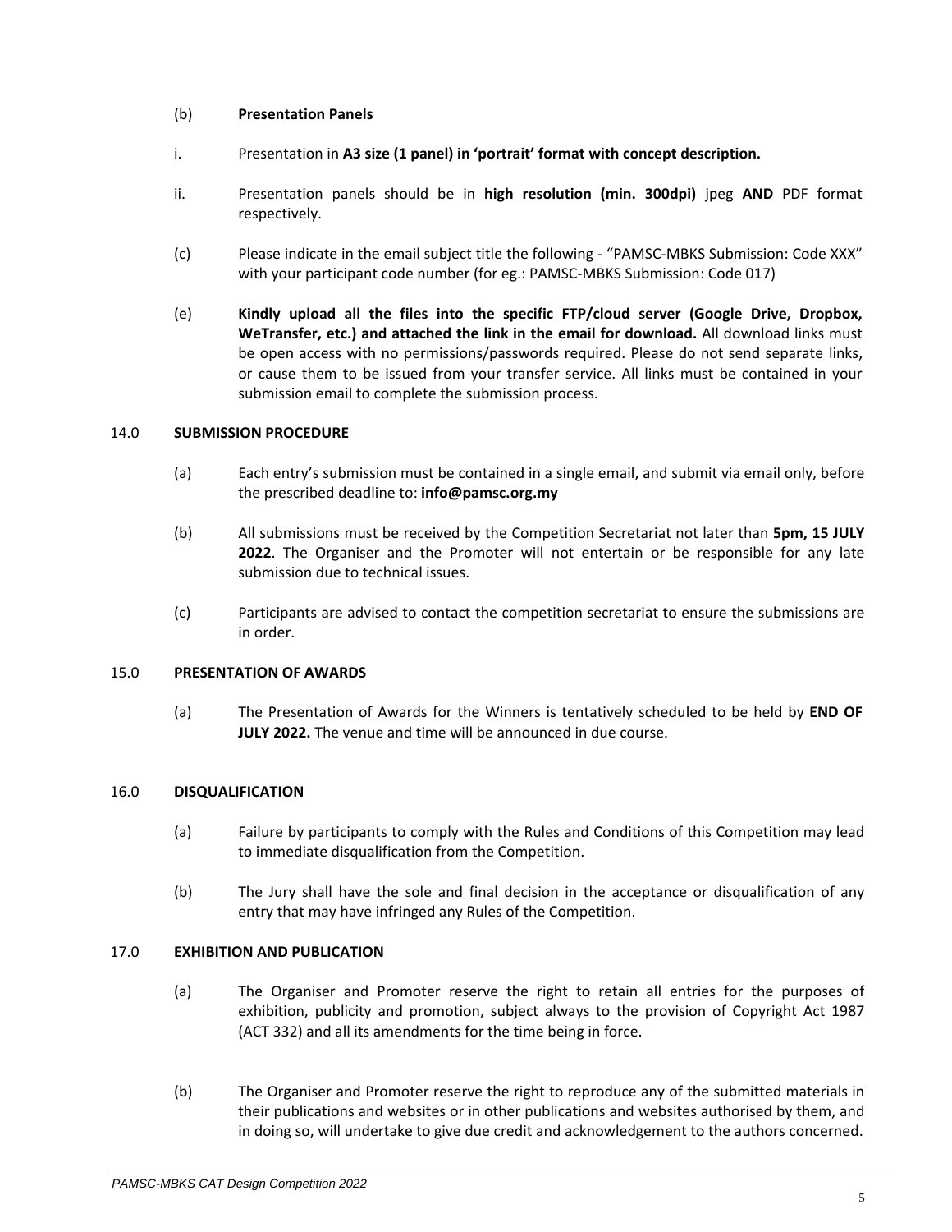(b) **Presentation Panels**

i. Presentation in **A3 size (1 panel) in 'portrait' format with concept description.**

ii. Presentation panels should be in **high resolution (min. 300dpi)** jpeg **AND** PDF format respectively.

(c) Please indicate in the email subject title the following - "PAMSC-MBKS Submission: Code XXX" with your participant code number (for eg.: PAMSC-MBKS Submission: Code 017)

(e) **Kindly upload all the files into the specific FTP/cloud server (Google Drive, Dropbox, WeTransfer, etc.) and attached the link in the email for download.** All download links must be open access with no permissions/passwords required. Please do not send separate links, or cause them to be issued from your transfer service. All links must be contained in your submission email to complete the submission process.

## 14.0 SUBMISSION PROCEDURE

(a) Each entry's submission must be contained in a single email, and submit via email only, before the prescribed deadline to: **info@pamsc.org.my**

(b) All submissions must be received by the Competition Secretariat not later than **5pm, 15 JULY 2022**. The Organiser and the Promoter will not entertain or be responsible for any late submission due to technical issues.

(c) Participants are advised to contact the competition secretariat to ensure the submissions are in order.

## 15.0 PRESENTATION OF AWARDS

(a) The Presentation of Awards for the Winners is tentatively scheduled to be held by **END OF JULY 2022.** The venue and time will be announced in due course.

## 16.0 DISQUALIFICATION

(a) Failure by participants to comply with the Rules and Conditions of this Competition may lead to immediate disqualification from the Competition.

(b) The Jury shall have the sole and final decision in the acceptance or disqualification of any entry that may have infringed any Rules of the Competition.

## 17.0 EXHIBITION AND PUBLICATION

(a) The Organiser and Promoter reserve the right to retain all entries for the purposes of exhibition, publicity and promotion, subject always to the provision of Copyright Act 1987 (ACT 332) and all its amendments for the time being in force.

(b) The Organiser and Promoter reserve the right to reproduce any of the submitted materials in their publications and websites or in other publications and websites authorised by them, and in doing so, will undertake to give due credit and acknowledgement to the authors concerned.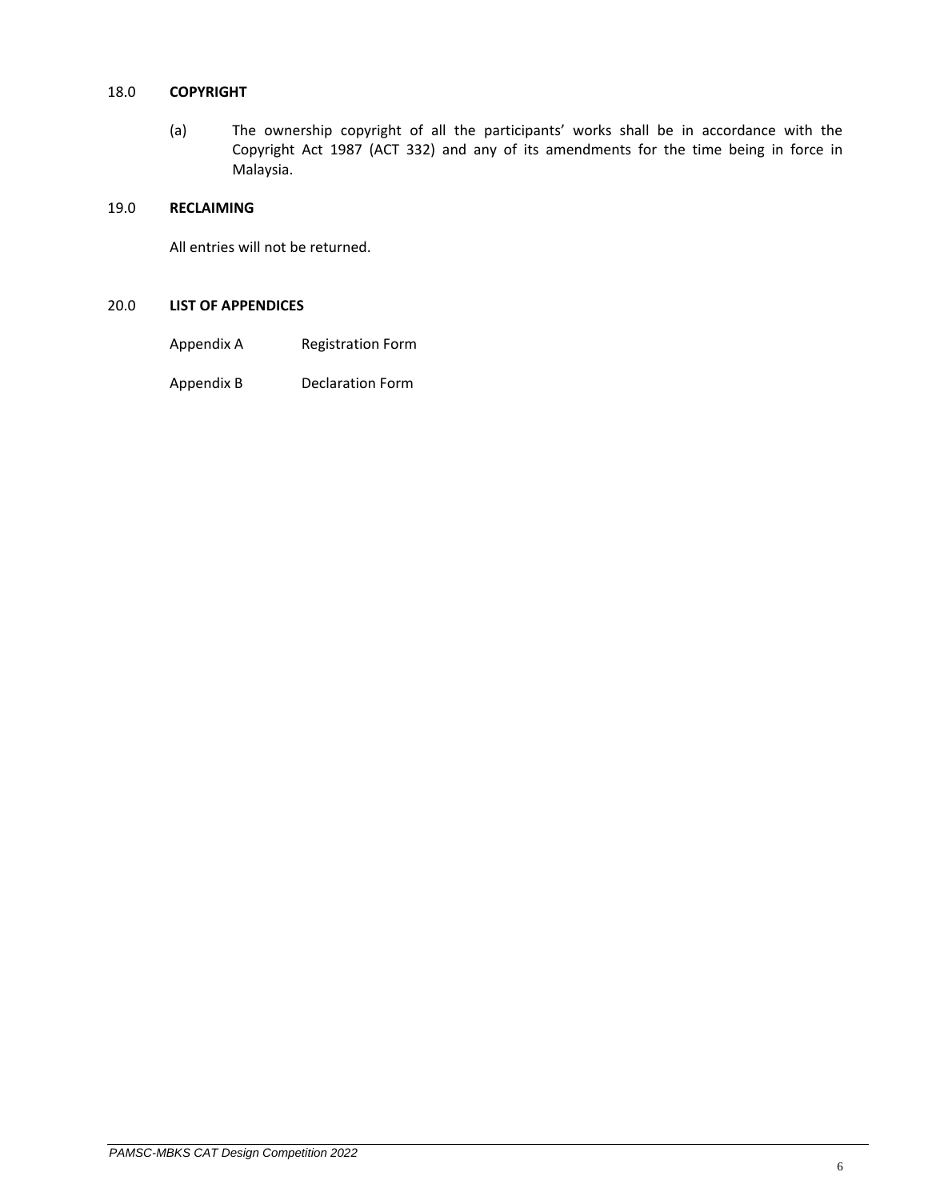## 18.0 COPYRIGHT

(a) The ownership copyright of all the participants' works shall be in accordance with the Copyright Act 1987 (ACT 332) and any of its amendments for the time being in force in Malaysia.

## 19.0 RECLAIMING

All entries will not be returned.

## 20.0 LIST OF APPENDICES

| | |
|---|---|
| Appendix A | Registration Form |
| Appendix B | Declaration Form |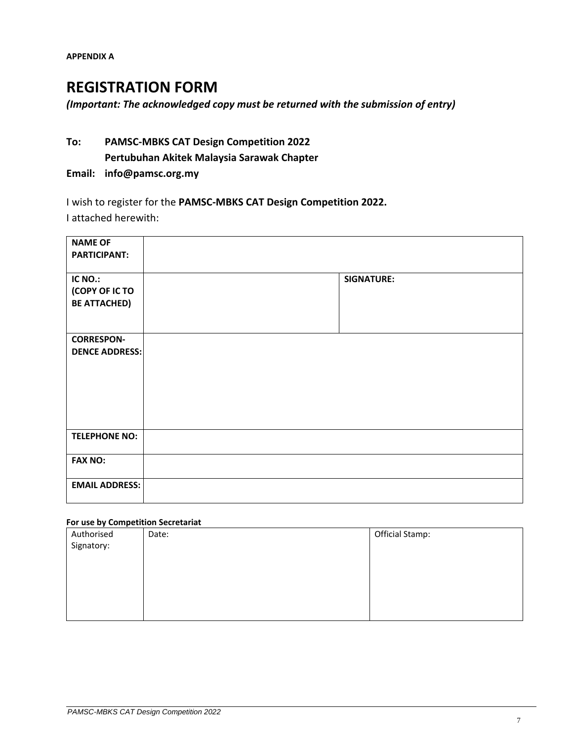**APPENDIX A**

# REGISTRATION FORM

***(Important: The acknowledged copy must be returned with the submission of entry)***

**To: PAMSC-MBKS CAT Design Competition 2022**
**Pertubuhan Akitek Malaysia Sarawak Chapter**
**Email: info@pamsc.org.my**

I wish to register for the **PAMSC-MBKS CAT Design Competition 2022.**
I attached herewith:

| | | |
|---|---|---|
| **NAME OF PARTICIPANT:** | | |
| **IC NO.: (COPY OF IC TO BE ATTACHED)** | | **SIGNATURE:** |
| **CORRESPON-DENCE ADDRESS:** | | |
| **TELEPHONE NO:** | | |
| **FAX NO:** | | |
| **EMAIL ADDRESS:** | | |

**For use by Competition Secretariat**

| | | |
|---|---|---|
| Authorised Signatory: | Date: | Official Stamp: |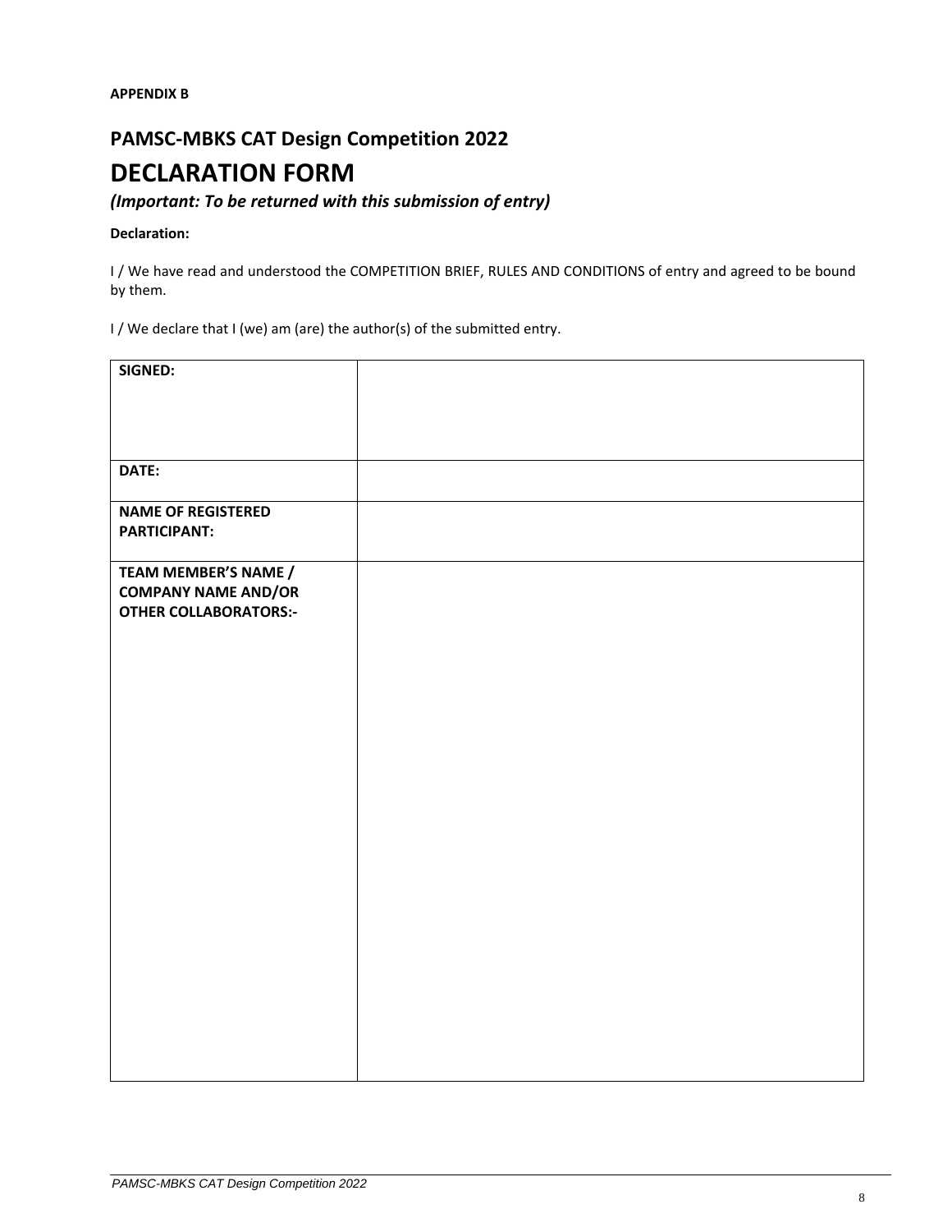**APPENDIX B**

## PAMSC-MBKS CAT Design Competition 2022

# DECLARATION FORM

***(Important: To be returned with this submission of entry)***

**Declaration:**

I / We have read and understood the COMPETITION BRIEF, RULES AND CONDITIONS of entry and agreed to be bound by them.

I / We declare that I (we) am (are) the author(s) of the submitted entry.

| | |
|---|---|
| **SIGNED:** | |
| **DATE:** | |
| **NAME OF REGISTERED PARTICIPANT:** | |
| **TEAM MEMBER'S NAME / COMPANY NAME AND/OR OTHER COLLABORATORS:-** | |